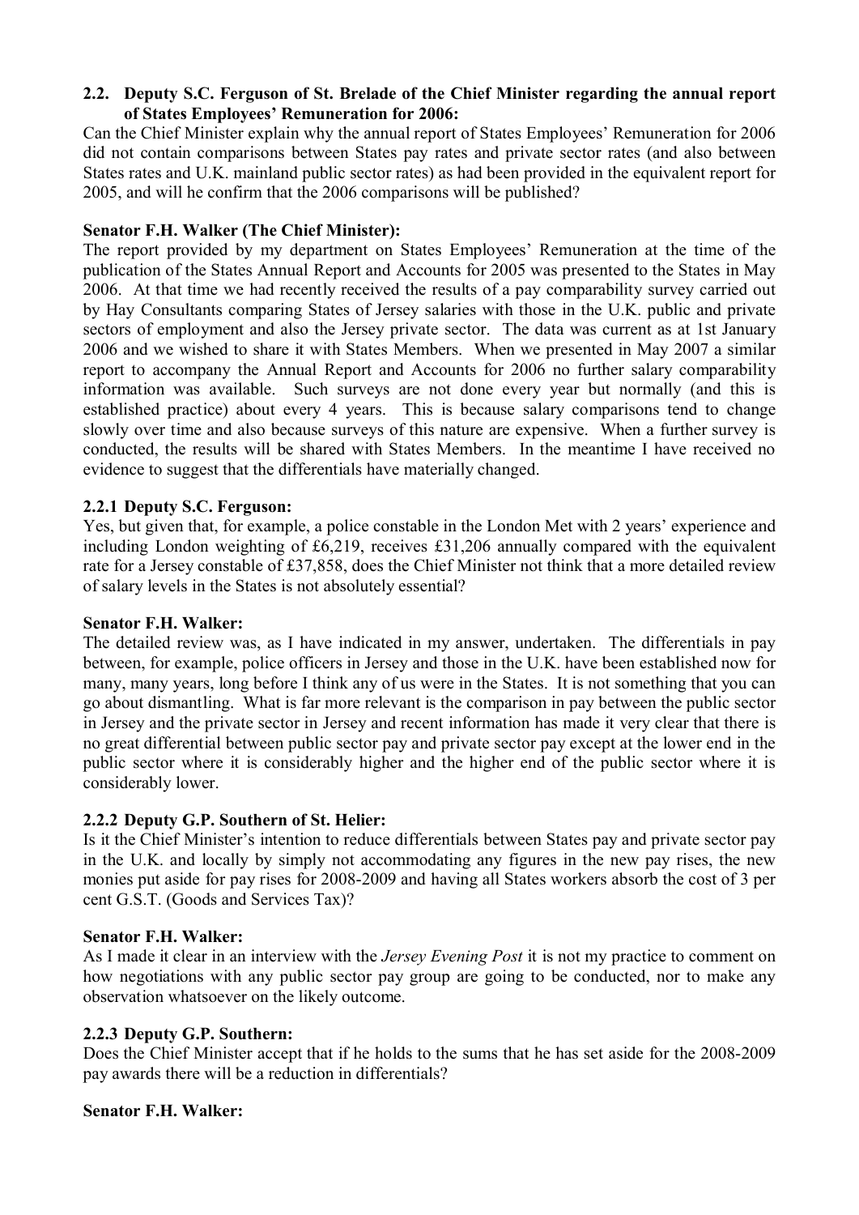### 2.2. Deputy S.C. Ferguson of St. Brelade of the Chief Minister regarding the annual report of States Employees' Remuneration for 2006:

Can the Chief Minister explain why the annual report of States Employees' Remuneration for 2006 did not contain comparisons between States pay rates and private sector rates (and also between States rates and U.K. mainland public sector rates) as had been provided in the equivalent report for 2005, and will he confirm that the 2006 comparisons will be published?

**Senator F.H. Walker (The Chief Minister):**

The report provided by my department on States Employees' Remuneration at the time of the publication of the States Annual Report and Accounts for 2005 was presented to the States in May 2006. At that time we had recently received the results of a pay comparability survey carried out by Hay Consultants comparing States of Jersey salaries with those in the U.K. public and private sectors of employment and also the Jersey private sector. The data was current as at 1st January 2006 and we wished to share it with States Members. When we presented in May 2007 a similar report to accompany the Annual Report and Accounts for 2006 no further salary comparability information was available. Such surveys are not done every year but normally (and this is established practice) about every 4 years. This is because salary comparisons tend to change slowly over time and also because surveys of this nature are expensive. When a further survey is conducted, the results will be shared with States Members. In the meantime I have received no evidence to suggest that the differentials have materially changed.

**2.2.1 Deputy S.C. Ferguson:**

Yes, but given that, for example, a police constable in the London Met with 2 years' experience and including London weighting of £6,219, receives £31,206 annually compared with the equivalent rate for a Jersey constable of £37,858, does the Chief Minister not think that a more detailed review of salary levels in the States is not absolutely essential?

**Senator F.H. Walker:**

The detailed review was, as I have indicated in my answer, undertaken. The differentials in pay between, for example, police officers in Jersey and those in the U.K. have been established now for many, many years, long before I think any of us were in the States. It is not something that you can go about dismantling. What is far more relevant is the comparison in pay between the public sector in Jersey and the private sector in Jersey and recent information has made it very clear that there is no great differential between public sector pay and private sector pay except at the lower end in the public sector where it is considerably higher and the higher end of the public sector where it is considerably lower.

**2.2.2 Deputy G.P. Southern of St. Helier:**

Is it the Chief Minister's intention to reduce differentials between States pay and private sector pay in the U.K. and locally by simply not accommodating any figures in the new pay rises, the new monies put aside for pay rises for 2008-2009 and having all States workers absorb the cost of 3 per cent G.S.T. (Goods and Services Tax)?

**Senator F.H. Walker:**

As I made it clear in an interview with the *Jersey Evening Post* it is not my practice to comment on how negotiations with any public sector pay group are going to be conducted, nor to make any observation whatsoever on the likely outcome.

**2.2.3 Deputy G.P. Southern:**

Does the Chief Minister accept that if he holds to the sums that he has set aside for the 2008-2009 pay awards there will be a reduction in differentials?

**Senator F.H. Walker:**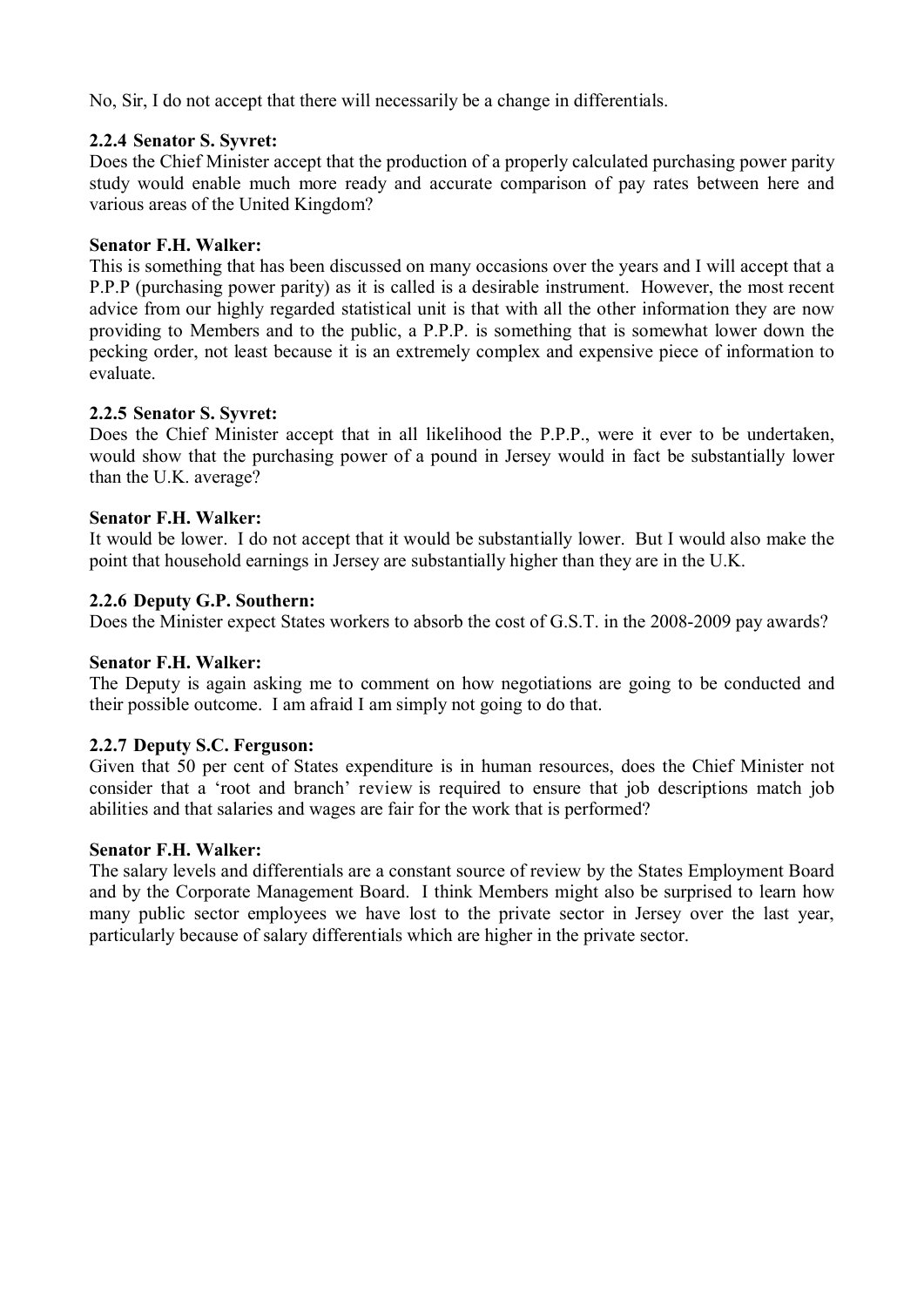No, Sir, I do not accept that there will necessarily be a change in differentials.

**2.2.4 Senator S. Syvret:**

Does the Chief Minister accept that the production of a properly calculated purchasing power parity study would enable much more ready and accurate comparison of pay rates between here and various areas of the United Kingdom?

**Senator F.H. Walker:**

This is something that has been discussed on many occasions over the years and I will accept that a P.P.P (purchasing power parity) as it is called is a desirable instrument. However, the most recent advice from our highly regarded statistical unit is that with all the other information they are now providing to Members and to the public, a P.P.P. is something that is somewhat lower down the pecking order, not least because it is an extremely complex and expensive piece of information to evaluate.

**2.2.5 Senator S. Syvret:**

Does the Chief Minister accept that in all likelihood the P.P.P., were it ever to be undertaken, would show that the purchasing power of a pound in Jersey would in fact be substantially lower than the U.K. average?

**Senator F.H. Walker:**

It would be lower. I do not accept that it would be substantially lower. But I would also make the point that household earnings in Jersey are substantially higher than they are in the U.K.

**2.2.6 Deputy G.P. Southern:**

Does the Minister expect States workers to absorb the cost of G.S.T. in the 2008-2009 pay awards?

**Senator F.H. Walker:**

The Deputy is again asking me to comment on how negotiations are going to be conducted and their possible outcome. I am afraid I am simply not going to do that.

**2.2.7 Deputy S.C. Ferguson:**

Given that 50 per cent of States expenditure is in human resources, does the Chief Minister not consider that a 'root and branch' review is required to ensure that job descriptions match job abilities and that salaries and wages are fair for the work that is performed?

**Senator F.H. Walker:**

The salary levels and differentials are a constant source of review by the States Employment Board and by the Corporate Management Board. I think Members might also be surprised to learn how many public sector employees we have lost to the private sector in Jersey over the last year, particularly because of salary differentials which are higher in the private sector.